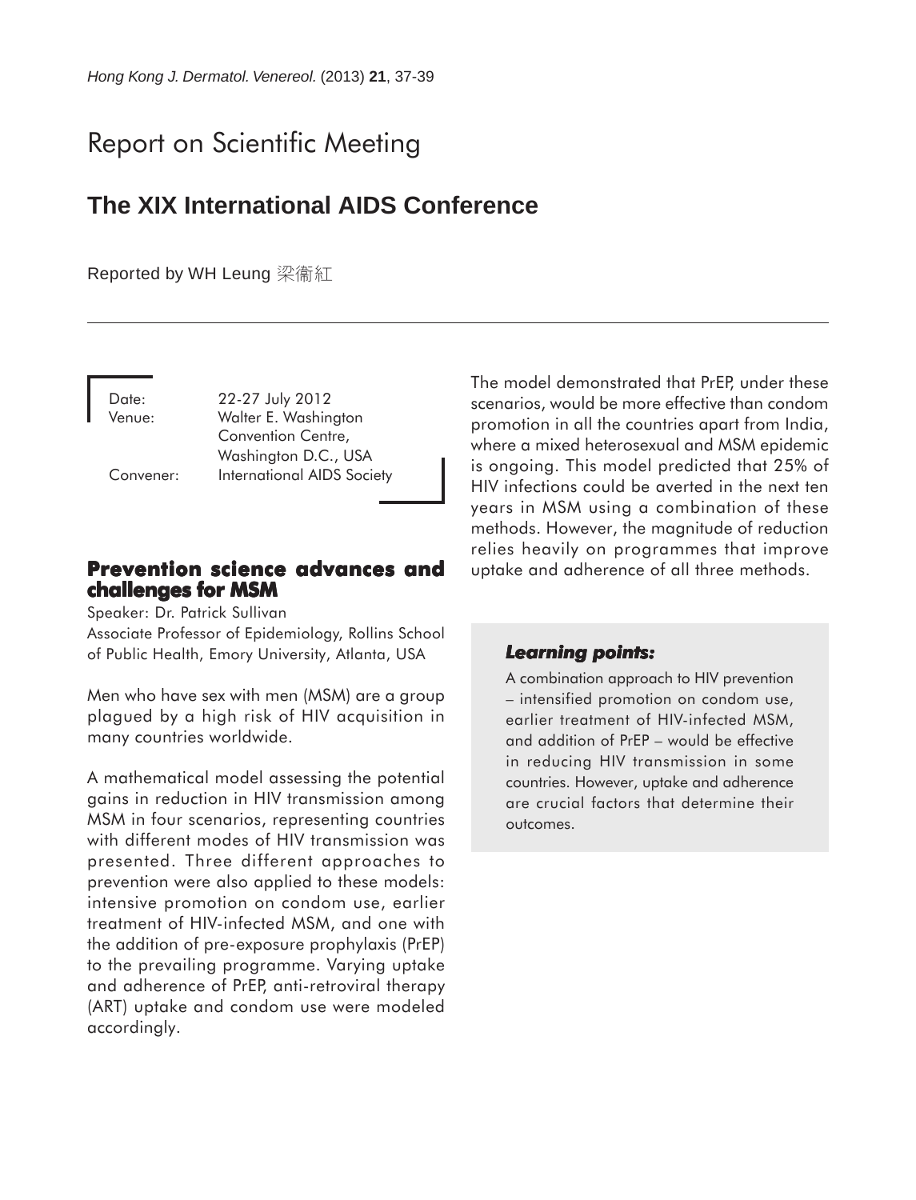# Report on Scientific Meeting

## The XIX International AIDS Conference

Reported by WH Leung 梁衛紅

Date: 22-27 July 2012
Venue: Walter E. Washington Convention Centre, Washington D.C., USA
Convener: International AIDS Society

### Prevention science advances and challenges for MSM

Speaker: Dr. Patrick Sullivan
Associate Professor of Epidemiology, Rollins School of Public Health, Emory University, Atlanta, USA

Men who have sex with men (MSM) are a group plagued by a high risk of HIV acquisition in many countries worldwide.

A mathematical model assessing the potential gains in reduction in HIV transmission among MSM in four scenarios, representing countries with different modes of HIV transmission was presented. Three different approaches to prevention were also applied to these models: intensive promotion on condom use, earlier treatment of HIV-infected MSM, and one with the addition of pre-exposure prophylaxis (PrEP) to the prevailing programme. Varying uptake and adherence of PrEP, anti-retroviral therapy (ART) uptake and condom use were modeled accordingly.

The model demonstrated that PrEP, under these scenarios, would be more effective than condom promotion in all the countries apart from India, where a mixed heterosexual and MSM epidemic is ongoing. This model predicted that 25% of HIV infections could be averted in the next ten years in MSM using a combination of these methods. However, the magnitude of reduction relies heavily on programmes that improve uptake and adherence of all three methods.

> ***Learning points:***
>
> A combination approach to HIV prevention – intensified promotion on condom use, earlier treatment of HIV-infected MSM, and addition of PrEP – would be effective in reducing HIV transmission in some countries. However, uptake and adherence are crucial factors that determine their outcomes.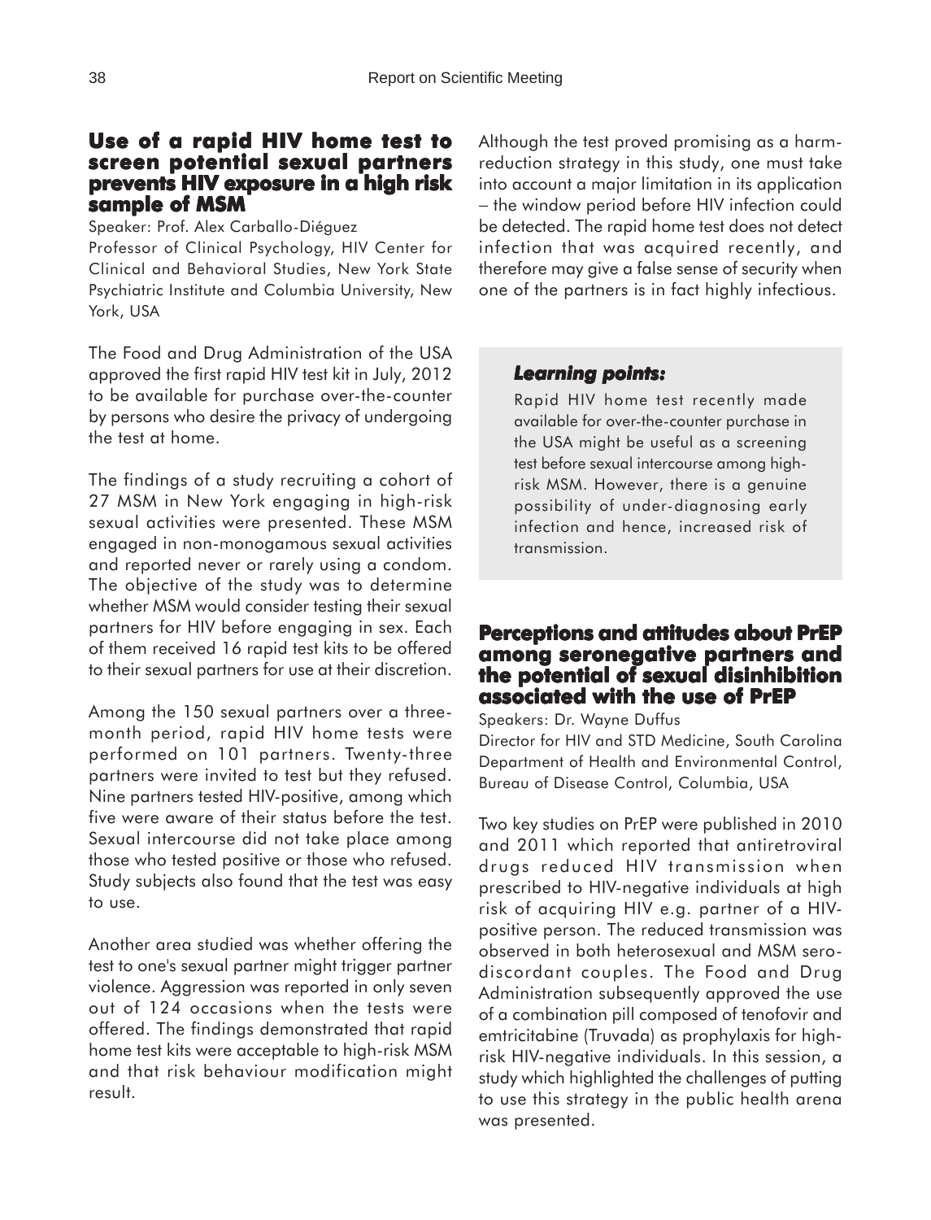## Use of a rapid HIV home test to screen potential sexual partners prevents HIV exposure in a high risk sample of MSM

Speaker: Prof. Alex Carballo-Diéguez

Professor of Clinical Psychology, HIV Center for Clinical and Behavioral Studies, New York State Psychiatric Institute and Columbia University, New York, USA

The Food and Drug Administration of the USA approved the first rapid HIV test kit in July, 2012 to be available for purchase over-the-counter by persons who desire the privacy of undergoing the test at home.

The findings of a study recruiting a cohort of 27 MSM in New York engaging in high-risk sexual activities were presented. These MSM engaged in non-monogamous sexual activities and reported never or rarely using a condom. The objective of the study was to determine whether MSM would consider testing their sexual partners for HIV before engaging in sex. Each of them received 16 rapid test kits to be offered to their sexual partners for use at their discretion.

Among the 150 sexual partners over a three-month period, rapid HIV home tests were performed on 101 partners. Twenty-three partners were invited to test but they refused. Nine partners tested HIV-positive, among which five were aware of their status before the test. Sexual intercourse did not take place among those who tested positive or those who refused. Study subjects also found that the test was easy to use.

Another area studied was whether offering the test to one's sexual partner might trigger partner violence. Aggression was reported in only seven out of 124 occasions when the tests were offered. The findings demonstrated that rapid home test kits were acceptable to high-risk MSM and that risk behaviour modification might result.

Although the test proved promising as a harm-reduction strategy in this study, one must take into account a major limitation in its application – the window period before HIV infection could be detected. The rapid home test does not detect infection that was acquired recently, and therefore may give a false sense of security when one of the partners is in fact highly infectious.

> ***Learning points:***
>
> Rapid HIV home test recently made available for over-the-counter purchase in the USA might be useful as a screening test before sexual intercourse among high-risk MSM. However, there is a genuine possibility of under-diagnosing early infection and hence, increased risk of transmission.

## Perceptions and attitudes about PrEP among seronegative partners and the potential of sexual disinhibition associated with the use of PrEP

Speakers: Dr. Wayne Duffus

Director for HIV and STD Medicine, South Carolina Department of Health and Environmental Control, Bureau of Disease Control, Columbia, USA

Two key studies on PrEP were published in 2010 and 2011 which reported that antiretroviral drugs reduced HIV transmission when prescribed to HIV-negative individuals at high risk of acquiring HIV e.g. partner of a HIV-positive person. The reduced transmission was observed in both heterosexual and MSM sero-discordant couples. The Food and Drug Administration subsequently approved the use of a combination pill composed of tenofovir and emtricitabine (Truvada) as prophylaxis for high-risk HIV-negative individuals. In this session, a study which highlighted the challenges of putting to use this strategy in the public health arena was presented.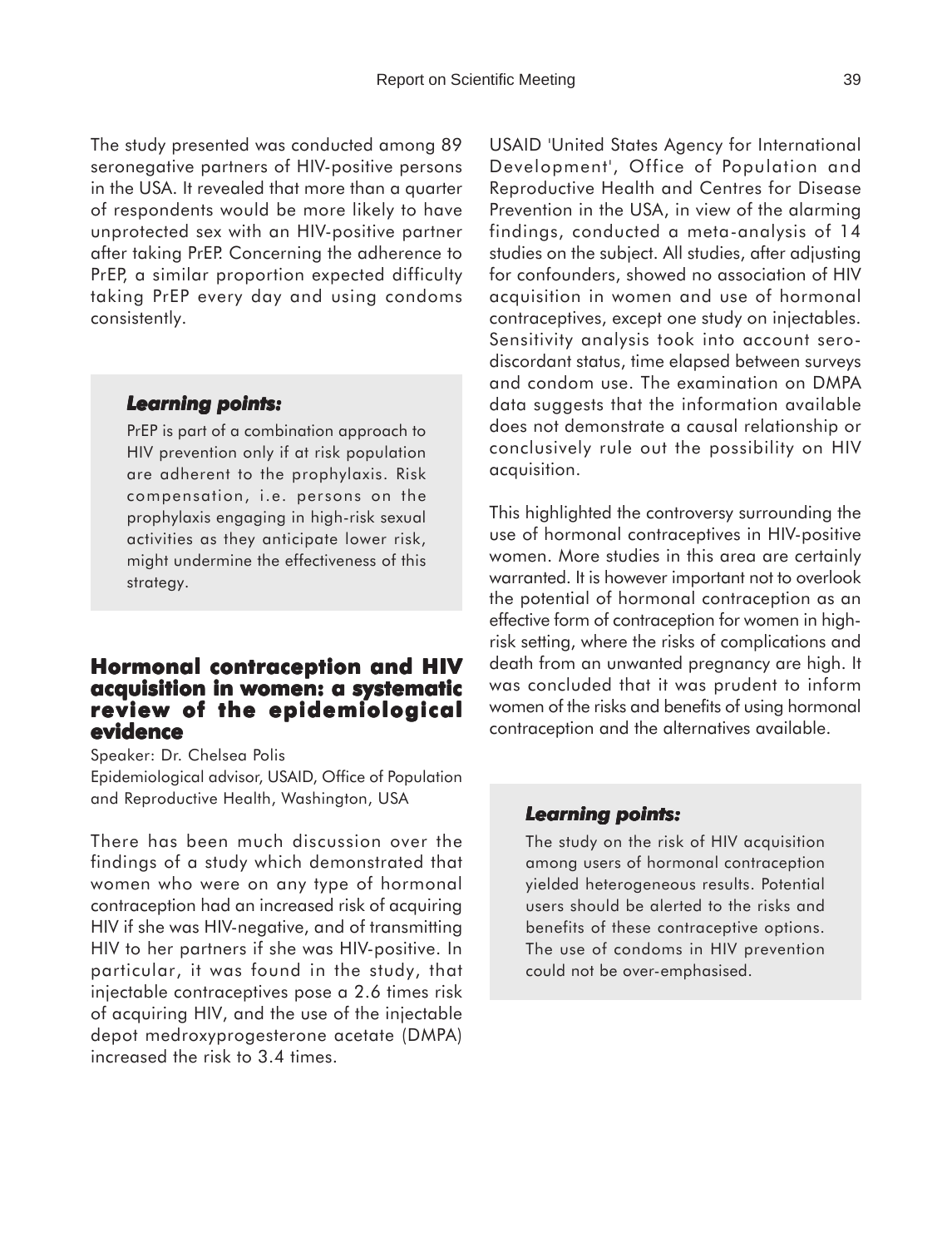The study presented was conducted among 89 seronegative partners of HIV-positive persons in the USA. It revealed that more than a quarter of respondents would be more likely to have unprotected sex with an HIV-positive partner after taking PrEP. Concerning the adherence to PrEP, a similar proportion expected difficulty taking PrEP every day and using condoms consistently.

> ***Learning points:***
>
> PrEP is part of a combination approach to HIV prevention only if at risk population are adherent to the prophylaxis. Risk compensation, i.e. persons on the prophylaxis engaging in high-risk sexual activities as they anticipate lower risk, might undermine the effectiveness of this strategy.

## Hormonal contraception and HIV acquisition in women: a systematic review of the epidemiological evidence

Speaker: Dr. Chelsea Polis

Epidemiological advisor, USAID, Office of Population and Reproductive Health, Washington, USA

There has been much discussion over the findings of a study which demonstrated that women who were on any type of hormonal contraception had an increased risk of acquiring HIV if she was HIV-negative, and of transmitting HIV to her partners if she was HIV-positive. In particular, it was found in the study, that injectable contraceptives pose a 2.6 times risk of acquiring HIV, and the use of the injectable depot medroxyprogesterone acetate (DMPA) increased the risk to 3.4 times.

USAID 'United States Agency for International Development', Office of Population and Reproductive Health and Centres for Disease Prevention in the USA, in view of the alarming findings, conducted a meta-analysis of 14 studies on the subject. All studies, after adjusting for confounders, showed no association of HIV acquisition in women and use of hormonal contraceptives, except one study on injectables. Sensitivity analysis took into account sero-discordant status, time elapsed between surveys and condom use. The examination on DMPA data suggests that the information available does not demonstrate a causal relationship or conclusively rule out the possibility on HIV acquisition.

This highlighted the controversy surrounding the use of hormonal contraceptives in HIV-positive women. More studies in this area are certainly warranted. It is however important not to overlook the potential of hormonal contraception as an effective form of contraception for women in high-risk setting, where the risks of complications and death from an unwanted pregnancy are high. It was concluded that it was prudent to inform women of the risks and benefits of using hormonal contraception and the alternatives available.

> ***Learning points:***
>
> The study on the risk of HIV acquisition among users of hormonal contraception yielded heterogeneous results. Potential users should be alerted to the risks and benefits of these contraceptive options. The use of condoms in HIV prevention could not be over-emphasised.